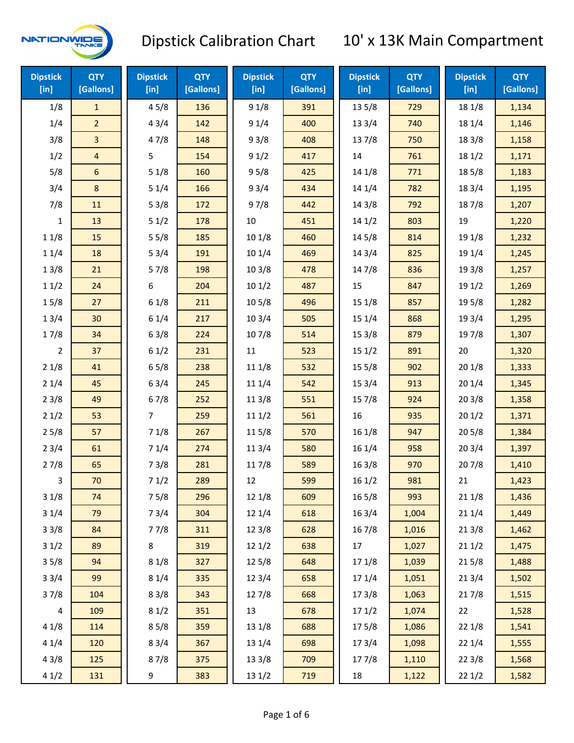# Dipstick Calibration Chart

## 10' x 13K Main Compartment

| Dipstick [in] | QTY [Gallons] |
|---|---|
| 1/8 | 1 |
| 1/4 | 2 |
| 3/8 | 3 |
| 1/2 | 4 |
| 5/8 | 6 |
| 3/4 | 8 |
| 7/8 | 11 |
| 1 | 13 |
| 1 1/8 | 15 |
| 1 1/4 | 18 |
| 1 3/8 | 21 |
| 1 1/2 | 24 |
| 1 5/8 | 27 |
| 1 3/4 | 30 |
| 1 7/8 | 34 |
| 2 | 37 |
| 2 1/8 | 41 |
| 2 1/4 | 45 |
| 2 3/8 | 49 |
| 2 1/2 | 53 |
| 2 5/8 | 57 |
| 2 3/4 | 61 |
| 2 7/8 | 65 |
| 3 | 70 |
| 3 1/8 | 74 |
| 3 1/4 | 79 |
| 3 3/8 | 84 |
| 3 1/2 | 89 |
| 3 5/8 | 94 |
| 3 3/4 | 99 |
| 3 7/8 | 104 |
| 4 | 109 |
| 4 1/8 | 114 |
| 4 1/4 | 120 |
| 4 3/8 | 125 |
| 4 1/2 | 131 |
| 4 5/8 | 136 |
| 4 3/4 | 142 |
| 4 7/8 | 148 |
| 5 | 154 |
| 5 1/8 | 160 |
| 5 1/4 | 166 |
| 5 3/8 | 172 |
| 5 1/2 | 178 |
| 5 5/8 | 185 |
| 5 3/4 | 191 |
| 5 7/8 | 198 |
| 6 | 204 |
| 6 1/8 | 211 |
| 6 1/4 | 217 |
| 6 3/8 | 224 |
| 6 1/2 | 231 |
| 6 5/8 | 238 |
| 6 3/4 | 245 |
| 6 7/8 | 252 |
| 7 | 259 |
| 7 1/8 | 267 |
| 7 1/4 | 274 |
| 7 3/8 | 281 |
| 7 1/2 | 289 |
| 7 5/8 | 296 |
| 7 3/4 | 304 |
| 7 7/8 | 311 |
| 8 | 319 |
| 8 1/8 | 327 |
| 8 1/4 | 335 |
| 8 3/8 | 343 |
| 8 1/2 | 351 |
| 8 5/8 | 359 |
| 8 3/4 | 367 |
| 8 7/8 | 375 |
| 9 | 383 |
| 9 1/8 | 391 |
| 9 1/4 | 400 |
| 9 3/8 | 408 |
| 9 1/2 | 417 |
| 9 5/8 | 425 |
| 9 3/4 | 434 |
| 9 7/8 | 442 |
| 10 | 451 |
| 10 1/8 | 460 |
| 10 1/4 | 469 |
| 10 3/8 | 478 |
| 10 1/2 | 487 |
| 10 5/8 | 496 |
| 10 3/4 | 505 |
| 10 7/8 | 514 |
| 11 | 523 |
| 11 1/8 | 532 |
| 11 1/4 | 542 |
| 11 3/8 | 551 |
| 11 1/2 | 561 |
| 11 5/8 | 570 |
| 11 3/4 | 580 |
| 11 7/8 | 589 |
| 12 | 599 |
| 12 1/8 | 609 |
| 12 1/4 | 618 |
| 12 3/8 | 628 |
| 12 1/2 | 638 |
| 12 5/8 | 648 |
| 12 3/4 | 658 |
| 12 7/8 | 668 |
| 13 | 678 |
| 13 1/8 | 688 |
| 13 1/4 | 698 |
| 13 3/8 | 709 |
| 13 1/2 | 719 |
| 13 5/8 | 729 |
| 13 3/4 | 740 |
| 13 7/8 | 750 |
| 14 | 761 |
| 14 1/8 | 771 |
| 14 1/4 | 782 |
| 14 3/8 | 792 |
| 14 1/2 | 803 |
| 14 5/8 | 814 |
| 14 3/4 | 825 |
| 14 7/8 | 836 |
| 15 | 847 |
| 15 1/8 | 857 |
| 15 1/4 | 868 |
| 15 3/8 | 879 |
| 15 1/2 | 891 |
| 15 5/8 | 902 |
| 15 3/4 | 913 |
| 15 7/8 | 924 |
| 16 | 935 |
| 16 1/8 | 947 |
| 16 1/4 | 958 |
| 16 3/8 | 970 |
| 16 1/2 | 981 |
| 16 5/8 | 993 |
| 16 3/4 | 1,004 |
| 16 7/8 | 1,016 |
| 17 | 1,027 |
| 17 1/8 | 1,039 |
| 17 1/4 | 1,051 |
| 17 3/8 | 1,063 |
| 17 1/2 | 1,074 |
| 17 5/8 | 1,086 |
| 17 3/4 | 1,098 |
| 17 7/8 | 1,110 |
| 18 | 1,122 |
| 18 1/8 | 1,134 |
| 18 1/4 | 1,146 |
| 18 3/8 | 1,158 |
| 18 1/2 | 1,171 |
| 18 5/8 | 1,183 |
| 18 3/4 | 1,195 |
| 18 7/8 | 1,207 |
| 19 | 1,220 |
| 19 1/8 | 1,232 |
| 19 1/4 | 1,245 |
| 19 3/8 | 1,257 |
| 19 1/2 | 1,269 |
| 19 5/8 | 1,282 |
| 19 3/4 | 1,295 |
| 19 7/8 | 1,307 |
| 20 | 1,320 |
| 20 1/8 | 1,333 |
| 20 1/4 | 1,345 |
| 20 3/8 | 1,358 |
| 20 1/2 | 1,371 |
| 20 5/8 | 1,384 |
| 20 3/4 | 1,397 |
| 20 7/8 | 1,410 |
| 21 | 1,423 |
| 21 1/8 | 1,436 |
| 21 1/4 | 1,449 |
| 21 3/8 | 1,462 |
| 21 1/2 | 1,475 |
| 21 5/8 | 1,488 |
| 21 3/4 | 1,502 |
| 21 7/8 | 1,515 |
| 22 | 1,528 |
| 22 1/8 | 1,541 |
| 22 1/4 | 1,555 |
| 22 3/8 | 1,568 |
| 22 1/2 | 1,582 |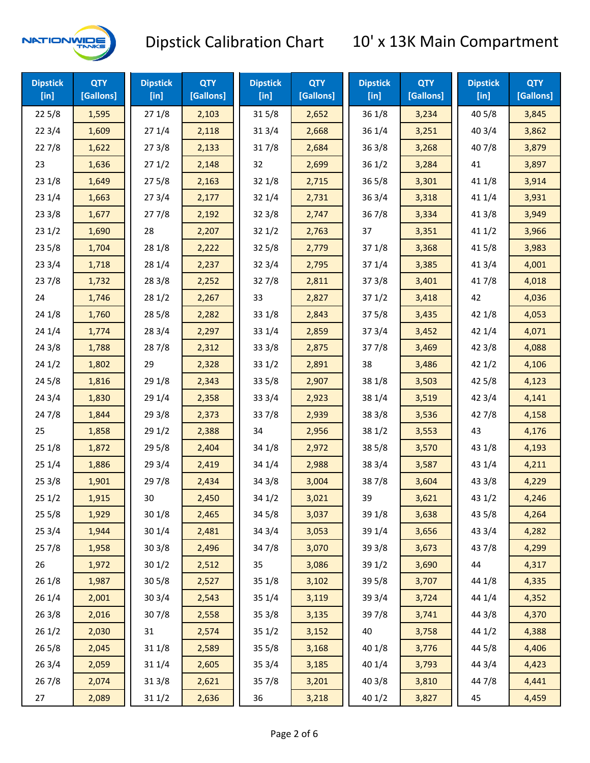# Dipstick Calibration Chart — 10' x 13K Main Compartment

| Dipstick [in] | QTY [Gallons] | Dipstick [in] | QTY [Gallons] | Dipstick [in] | QTY [Gallons] | Dipstick [in] | QTY [Gallons] | Dipstick [in] | QTY [Gallons] |
|---|---|---|---|---|---|---|---|---|---|
| 22 5/8 | 1,595 | 27 1/8 | 2,103 | 31 5/8 | 2,652 | 36 1/8 | 3,234 | 40 5/8 | 3,845 |
| 22 3/4 | 1,609 | 27 1/4 | 2,118 | 31 3/4 | 2,668 | 36 1/4 | 3,251 | 40 3/4 | 3,862 |
| 22 7/8 | 1,622 | 27 3/8 | 2,133 | 31 7/8 | 2,684 | 36 3/8 | 3,268 | 40 7/8 | 3,879 |
| 23 | 1,636 | 27 1/2 | 2,148 | 32 | 2,699 | 36 1/2 | 3,284 | 41 | 3,897 |
| 23 1/8 | 1,649 | 27 5/8 | 2,163 | 32 1/8 | 2,715 | 36 5/8 | 3,301 | 41 1/8 | 3,914 |
| 23 1/4 | 1,663 | 27 3/4 | 2,177 | 32 1/4 | 2,731 | 36 3/4 | 3,318 | 41 1/4 | 3,931 |
| 23 3/8 | 1,677 | 27 7/8 | 2,192 | 32 3/8 | 2,747 | 36 7/8 | 3,334 | 41 3/8 | 3,949 |
| 23 1/2 | 1,690 | 28 | 2,207 | 32 1/2 | 2,763 | 37 | 3,351 | 41 1/2 | 3,966 |
| 23 5/8 | 1,704 | 28 1/8 | 2,222 | 32 5/8 | 2,779 | 37 1/8 | 3,368 | 41 5/8 | 3,983 |
| 23 3/4 | 1,718 | 28 1/4 | 2,237 | 32 3/4 | 2,795 | 37 1/4 | 3,385 | 41 3/4 | 4,001 |
| 23 7/8 | 1,732 | 28 3/8 | 2,252 | 32 7/8 | 2,811 | 37 3/8 | 3,401 | 41 7/8 | 4,018 |
| 24 | 1,746 | 28 1/2 | 2,267 | 33 | 2,827 | 37 1/2 | 3,418 | 42 | 4,036 |
| 24 1/8 | 1,760 | 28 5/8 | 2,282 | 33 1/8 | 2,843 | 37 5/8 | 3,435 | 42 1/8 | 4,053 |
| 24 1/4 | 1,774 | 28 3/4 | 2,297 | 33 1/4 | 2,859 | 37 3/4 | 3,452 | 42 1/4 | 4,071 |
| 24 3/8 | 1,788 | 28 7/8 | 2,312 | 33 3/8 | 2,875 | 37 7/8 | 3,469 | 42 3/8 | 4,088 |
| 24 1/2 | 1,802 | 29 | 2,328 | 33 1/2 | 2,891 | 38 | 3,486 | 42 1/2 | 4,106 |
| 24 5/8 | 1,816 | 29 1/8 | 2,343 | 33 5/8 | 2,907 | 38 1/8 | 3,503 | 42 5/8 | 4,123 |
| 24 3/4 | 1,830 | 29 1/4 | 2,358 | 33 3/4 | 2,923 | 38 1/4 | 3,519 | 42 3/4 | 4,141 |
| 24 7/8 | 1,844 | 29 3/8 | 2,373 | 33 7/8 | 2,939 | 38 3/8 | 3,536 | 42 7/8 | 4,158 |
| 25 | 1,858 | 29 1/2 | 2,388 | 34 | 2,956 | 38 1/2 | 3,553 | 43 | 4,176 |
| 25 1/8 | 1,872 | 29 5/8 | 2,404 | 34 1/8 | 2,972 | 38 5/8 | 3,570 | 43 1/8 | 4,193 |
| 25 1/4 | 1,886 | 29 3/4 | 2,419 | 34 1/4 | 2,988 | 38 3/4 | 3,587 | 43 1/4 | 4,211 |
| 25 3/8 | 1,901 | 29 7/8 | 2,434 | 34 3/8 | 3,004 | 38 7/8 | 3,604 | 43 3/8 | 4,229 |
| 25 1/2 | 1,915 | 30 | 2,450 | 34 1/2 | 3,021 | 39 | 3,621 | 43 1/2 | 4,246 |
| 25 5/8 | 1,929 | 30 1/8 | 2,465 | 34 5/8 | 3,037 | 39 1/8 | 3,638 | 43 5/8 | 4,264 |
| 25 3/4 | 1,944 | 30 1/4 | 2,481 | 34 3/4 | 3,053 | 39 1/4 | 3,656 | 43 3/4 | 4,282 |
| 25 7/8 | 1,958 | 30 3/8 | 2,496 | 34 7/8 | 3,070 | 39 3/8 | 3,673 | 43 7/8 | 4,299 |
| 26 | 1,972 | 30 1/2 | 2,512 | 35 | 3,086 | 39 1/2 | 3,690 | 44 | 4,317 |
| 26 1/8 | 1,987 | 30 5/8 | 2,527 | 35 1/8 | 3,102 | 39 5/8 | 3,707 | 44 1/8 | 4,335 |
| 26 1/4 | 2,001 | 30 3/4 | 2,543 | 35 1/4 | 3,119 | 39 3/4 | 3,724 | 44 1/4 | 4,352 |
| 26 3/8 | 2,016 | 30 7/8 | 2,558 | 35 3/8 | 3,135 | 39 7/8 | 3,741 | 44 3/8 | 4,370 |
| 26 1/2 | 2,030 | 31 | 2,574 | 35 1/2 | 3,152 | 40 | 3,758 | 44 1/2 | 4,388 |
| 26 5/8 | 2,045 | 31 1/8 | 2,589 | 35 5/8 | 3,168 | 40 1/8 | 3,776 | 44 5/8 | 4,406 |
| 26 3/4 | 2,059 | 31 1/4 | 2,605 | 35 3/4 | 3,185 | 40 1/4 | 3,793 | 44 3/4 | 4,423 |
| 26 7/8 | 2,074 | 31 3/8 | 2,621 | 35 7/8 | 3,201 | 40 3/8 | 3,810 | 44 7/8 | 4,441 |
| 27 | 2,089 | 31 1/2 | 2,636 | 36 | 3,218 | 40 1/2 | 3,827 | 45 | 4,459 |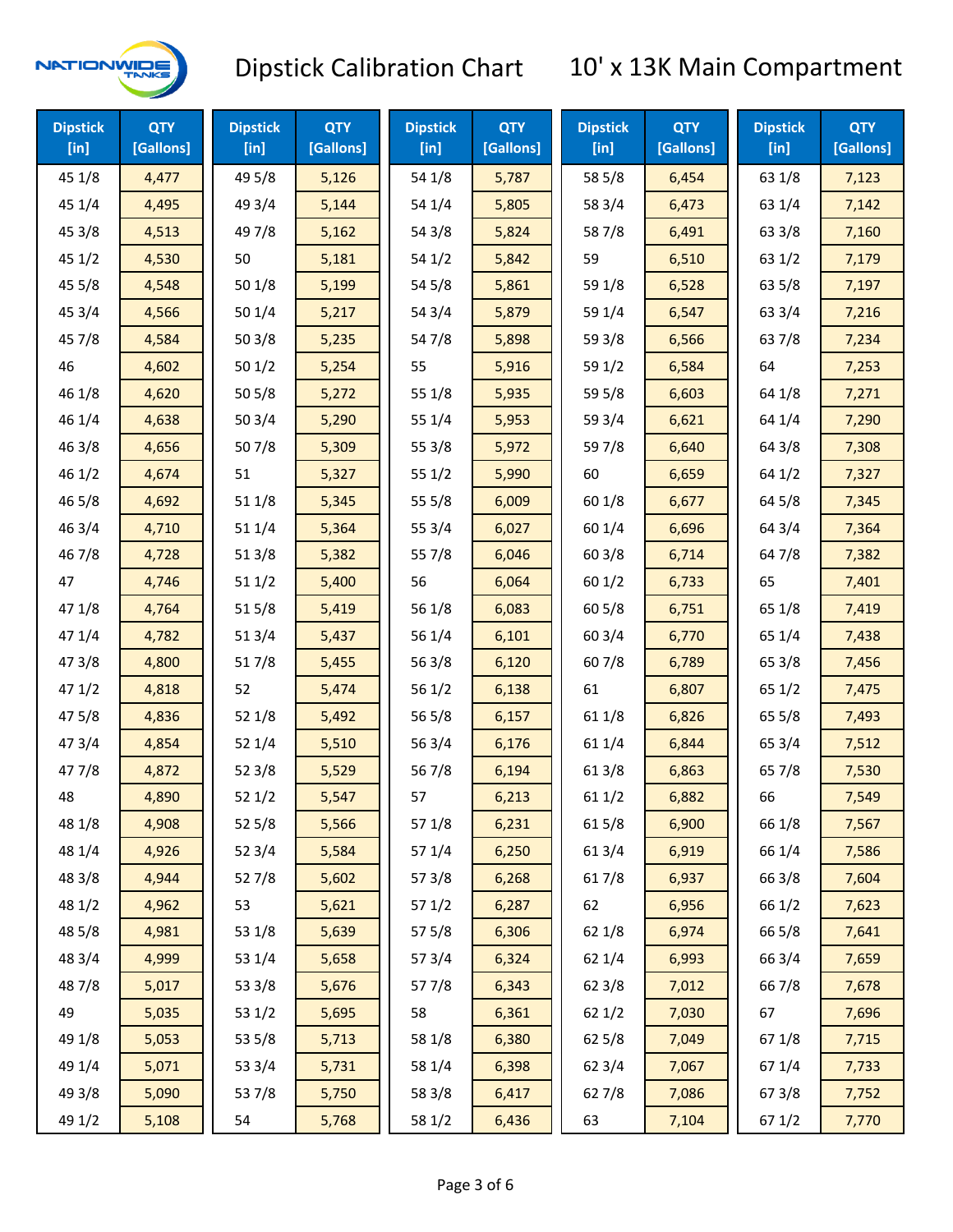# Dipstick Calibration Chart 10' x 13K Main Compartment

| Dipstick [in] | QTY [Gallons] | Dipstick [in] | QTY [Gallons] | Dipstick [in] | QTY [Gallons] | Dipstick [in] | QTY [Gallons] | Dipstick [in] | QTY [Gallons] |
|---|---|---|---|---|---|---|---|---|---|
| 45 1/8 | 4,477 | 49 5/8 | 5,126 | 54 1/8 | 5,787 | 58 5/8 | 6,454 | 63 1/8 | 7,123 |
| 45 1/4 | 4,495 | 49 3/4 | 5,144 | 54 1/4 | 5,805 | 58 3/4 | 6,473 | 63 1/4 | 7,142 |
| 45 3/8 | 4,513 | 49 7/8 | 5,162 | 54 3/8 | 5,824 | 58 7/8 | 6,491 | 63 3/8 | 7,160 |
| 45 1/2 | 4,530 | 50 | 5,181 | 54 1/2 | 5,842 | 59 | 6,510 | 63 1/2 | 7,179 |
| 45 5/8 | 4,548 | 50 1/8 | 5,199 | 54 5/8 | 5,861 | 59 1/8 | 6,528 | 63 5/8 | 7,197 |
| 45 3/4 | 4,566 | 50 1/4 | 5,217 | 54 3/4 | 5,879 | 59 1/4 | 6,547 | 63 3/4 | 7,216 |
| 45 7/8 | 4,584 | 50 3/8 | 5,235 | 54 7/8 | 5,898 | 59 3/8 | 6,566 | 63 7/8 | 7,234 |
| 46 | 4,602 | 50 1/2 | 5,254 | 55 | 5,916 | 59 1/2 | 6,584 | 64 | 7,253 |
| 46 1/8 | 4,620 | 50 5/8 | 5,272 | 55 1/8 | 5,935 | 59 5/8 | 6,603 | 64 1/8 | 7,271 |
| 46 1/4 | 4,638 | 50 3/4 | 5,290 | 55 1/4 | 5,953 | 59 3/4 | 6,621 | 64 1/4 | 7,290 |
| 46 3/8 | 4,656 | 50 7/8 | 5,309 | 55 3/8 | 5,972 | 59 7/8 | 6,640 | 64 3/8 | 7,308 |
| 46 1/2 | 4,674 | 51 | 5,327 | 55 1/2 | 5,990 | 60 | 6,659 | 64 1/2 | 7,327 |
| 46 5/8 | 4,692 | 51 1/8 | 5,345 | 55 5/8 | 6,009 | 60 1/8 | 6,677 | 64 5/8 | 7,345 |
| 46 3/4 | 4,710 | 51 1/4 | 5,364 | 55 3/4 | 6,027 | 60 1/4 | 6,696 | 64 3/4 | 7,364 |
| 46 7/8 | 4,728 | 51 3/8 | 5,382 | 55 7/8 | 6,046 | 60 3/8 | 6,714 | 64 7/8 | 7,382 |
| 47 | 4,746 | 51 1/2 | 5,400 | 56 | 6,064 | 60 1/2 | 6,733 | 65 | 7,401 |
| 47 1/8 | 4,764 | 51 5/8 | 5,419 | 56 1/8 | 6,083 | 60 5/8 | 6,751 | 65 1/8 | 7,419 |
| 47 1/4 | 4,782 | 51 3/4 | 5,437 | 56 1/4 | 6,101 | 60 3/4 | 6,770 | 65 1/4 | 7,438 |
| 47 3/8 | 4,800 | 51 7/8 | 5,455 | 56 3/8 | 6,120 | 60 7/8 | 6,789 | 65 3/8 | 7,456 |
| 47 1/2 | 4,818 | 52 | 5,474 | 56 1/2 | 6,138 | 61 | 6,807 | 65 1/2 | 7,475 |
| 47 5/8 | 4,836 | 52 1/8 | 5,492 | 56 5/8 | 6,157 | 61 1/8 | 6,826 | 65 5/8 | 7,493 |
| 47 3/4 | 4,854 | 52 1/4 | 5,510 | 56 3/4 | 6,176 | 61 1/4 | 6,844 | 65 3/4 | 7,512 |
| 47 7/8 | 4,872 | 52 3/8 | 5,529 | 56 7/8 | 6,194 | 61 3/8 | 6,863 | 65 7/8 | 7,530 |
| 48 | 4,890 | 52 1/2 | 5,547 | 57 | 6,213 | 61 1/2 | 6,882 | 66 | 7,549 |
| 48 1/8 | 4,908 | 52 5/8 | 5,566 | 57 1/8 | 6,231 | 61 5/8 | 6,900 | 66 1/8 | 7,567 |
| 48 1/4 | 4,926 | 52 3/4 | 5,584 | 57 1/4 | 6,250 | 61 3/4 | 6,919 | 66 1/4 | 7,586 |
| 48 3/8 | 4,944 | 52 7/8 | 5,602 | 57 3/8 | 6,268 | 61 7/8 | 6,937 | 66 3/8 | 7,604 |
| 48 1/2 | 4,962 | 53 | 5,621 | 57 1/2 | 6,287 | 62 | 6,956 | 66 1/2 | 7,623 |
| 48 5/8 | 4,981 | 53 1/8 | 5,639 | 57 5/8 | 6,306 | 62 1/8 | 6,974 | 66 5/8 | 7,641 |
| 48 3/4 | 4,999 | 53 1/4 | 5,658 | 57 3/4 | 6,324 | 62 1/4 | 6,993 | 66 3/4 | 7,659 |
| 48 7/8 | 5,017 | 53 3/8 | 5,676 | 57 7/8 | 6,343 | 62 3/8 | 7,012 | 66 7/8 | 7,678 |
| 49 | 5,035 | 53 1/2 | 5,695 | 58 | 6,361 | 62 1/2 | 7,030 | 67 | 7,696 |
| 49 1/8 | 5,053 | 53 5/8 | 5,713 | 58 1/8 | 6,380 | 62 5/8 | 7,049 | 67 1/8 | 7,715 |
| 49 1/4 | 5,071 | 53 3/4 | 5,731 | 58 1/4 | 6,398 | 62 3/4 | 7,067 | 67 1/4 | 7,733 |
| 49 3/8 | 5,090 | 53 7/8 | 5,750 | 58 3/8 | 6,417 | 62 7/8 | 7,086 | 67 3/8 | 7,752 |
| 49 1/2 | 5,108 | 54 | 5,768 | 58 1/2 | 6,436 | 63 | 7,104 | 67 1/2 | 7,770 |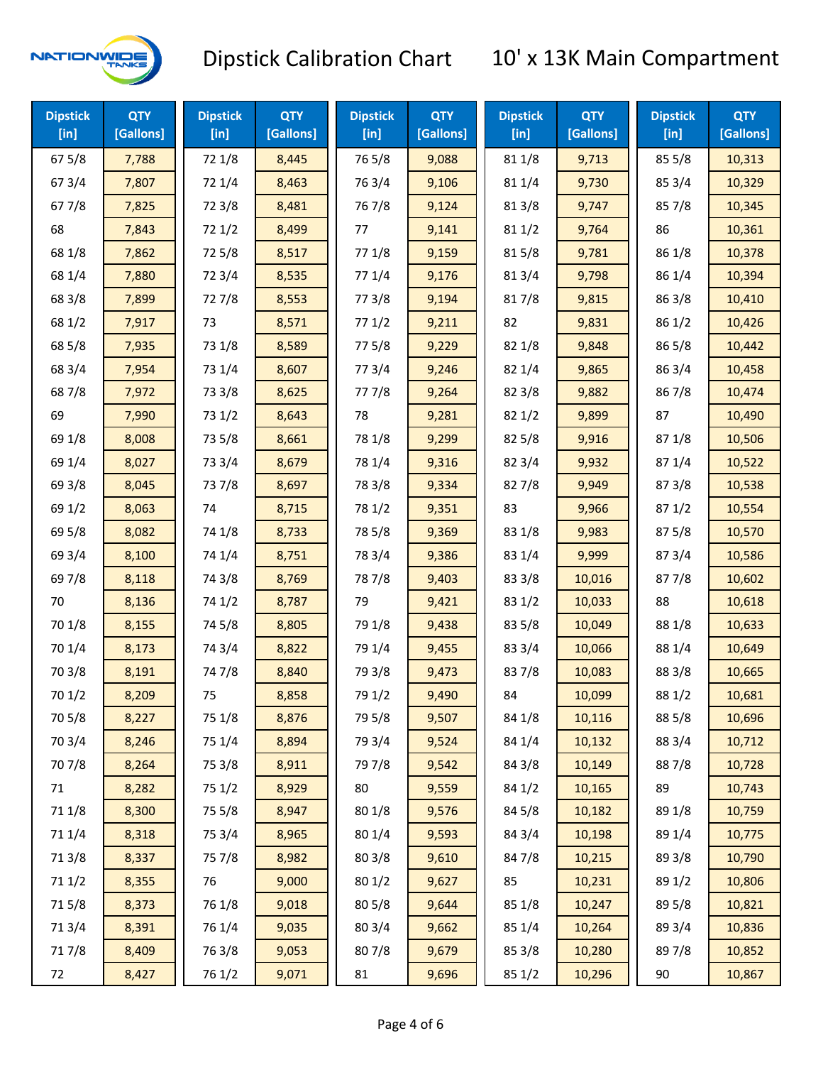# Dipstick Calibration Chart

## 10' x 13K Main Compartment

| Dipstick [in] | QTY [Gallons] | Dipstick [in] | QTY [Gallons] | Dipstick [in] | QTY [Gallons] | Dipstick [in] | QTY [Gallons] | Dipstick [in] | QTY [Gallons] |
|---|---|---|---|---|---|---|---|---|---|
| 67 5/8 | 7,788 | 72 1/8 | 8,445 | 76 5/8 | 9,088 | 81 1/8 | 9,713 | 85 5/8 | 10,313 |
| 67 3/4 | 7,807 | 72 1/4 | 8,463 | 76 3/4 | 9,106 | 81 1/4 | 9,730 | 85 3/4 | 10,329 |
| 67 7/8 | 7,825 | 72 3/8 | 8,481 | 76 7/8 | 9,124 | 81 3/8 | 9,747 | 85 7/8 | 10,345 |
| 68 | 7,843 | 72 1/2 | 8,499 | 77 | 9,141 | 81 1/2 | 9,764 | 86 | 10,361 |
| 68 1/8 | 7,862 | 72 5/8 | 8,517 | 77 1/8 | 9,159 | 81 5/8 | 9,781 | 86 1/8 | 10,378 |
| 68 1/4 | 7,880 | 72 3/4 | 8,535 | 77 1/4 | 9,176 | 81 3/4 | 9,798 | 86 1/4 | 10,394 |
| 68 3/8 | 7,899 | 72 7/8 | 8,553 | 77 3/8 | 9,194 | 81 7/8 | 9,815 | 86 3/8 | 10,410 |
| 68 1/2 | 7,917 | 73 | 8,571 | 77 1/2 | 9,211 | 82 | 9,831 | 86 1/2 | 10,426 |
| 68 5/8 | 7,935 | 73 1/8 | 8,589 | 77 5/8 | 9,229 | 82 1/8 | 9,848 | 86 5/8 | 10,442 |
| 68 3/4 | 7,954 | 73 1/4 | 8,607 | 77 3/4 | 9,246 | 82 1/4 | 9,865 | 86 3/4 | 10,458 |
| 68 7/8 | 7,972 | 73 3/8 | 8,625 | 77 7/8 | 9,264 | 82 3/8 | 9,882 | 86 7/8 | 10,474 |
| 69 | 7,990 | 73 1/2 | 8,643 | 78 | 9,281 | 82 1/2 | 9,899 | 87 | 10,490 |
| 69 1/8 | 8,008 | 73 5/8 | 8,661 | 78 1/8 | 9,299 | 82 5/8 | 9,916 | 87 1/8 | 10,506 |
| 69 1/4 | 8,027 | 73 3/4 | 8,679 | 78 1/4 | 9,316 | 82 3/4 | 9,932 | 87 1/4 | 10,522 |
| 69 3/8 | 8,045 | 73 7/8 | 8,697 | 78 3/8 | 9,334 | 82 7/8 | 9,949 | 87 3/8 | 10,538 |
| 69 1/2 | 8,063 | 74 | 8,715 | 78 1/2 | 9,351 | 83 | 9,966 | 87 1/2 | 10,554 |
| 69 5/8 | 8,082 | 74 1/8 | 8,733 | 78 5/8 | 9,369 | 83 1/8 | 9,983 | 87 5/8 | 10,570 |
| 69 3/4 | 8,100 | 74 1/4 | 8,751 | 78 3/4 | 9,386 | 83 1/4 | 9,999 | 87 3/4 | 10,586 |
| 69 7/8 | 8,118 | 74 3/8 | 8,769 | 78 7/8 | 9,403 | 83 3/8 | 10,016 | 87 7/8 | 10,602 |
| 70 | 8,136 | 74 1/2 | 8,787 | 79 | 9,421 | 83 1/2 | 10,033 | 88 | 10,618 |
| 70 1/8 | 8,155 | 74 5/8 | 8,805 | 79 1/8 | 9,438 | 83 5/8 | 10,049 | 88 1/8 | 10,633 |
| 70 1/4 | 8,173 | 74 3/4 | 8,822 | 79 1/4 | 9,455 | 83 3/4 | 10,066 | 88 1/4 | 10,649 |
| 70 3/8 | 8,191 | 74 7/8 | 8,840 | 79 3/8 | 9,473 | 83 7/8 | 10,083 | 88 3/8 | 10,665 |
| 70 1/2 | 8,209 | 75 | 8,858 | 79 1/2 | 9,490 | 84 | 10,099 | 88 1/2 | 10,681 |
| 70 5/8 | 8,227 | 75 1/8 | 8,876 | 79 5/8 | 9,507 | 84 1/8 | 10,116 | 88 5/8 | 10,696 |
| 70 3/4 | 8,246 | 75 1/4 | 8,894 | 79 3/4 | 9,524 | 84 1/4 | 10,132 | 88 3/4 | 10,712 |
| 70 7/8 | 8,264 | 75 3/8 | 8,911 | 79 7/8 | 9,542 | 84 3/8 | 10,149 | 88 7/8 | 10,728 |
| 71 | 8,282 | 75 1/2 | 8,929 | 80 | 9,559 | 84 1/2 | 10,165 | 89 | 10,743 |
| 71 1/8 | 8,300 | 75 5/8 | 8,947 | 80 1/8 | 9,576 | 84 5/8 | 10,182 | 89 1/8 | 10,759 |
| 71 1/4 | 8,318 | 75 3/4 | 8,965 | 80 1/4 | 9,593 | 84 3/4 | 10,198 | 89 1/4 | 10,775 |
| 71 3/8 | 8,337 | 75 7/8 | 8,982 | 80 3/8 | 9,610 | 84 7/8 | 10,215 | 89 3/8 | 10,790 |
| 71 1/2 | 8,355 | 76 | 9,000 | 80 1/2 | 9,627 | 85 | 10,231 | 89 1/2 | 10,806 |
| 71 5/8 | 8,373 | 76 1/8 | 9,018 | 80 5/8 | 9,644 | 85 1/8 | 10,247 | 89 5/8 | 10,821 |
| 71 3/4 | 8,391 | 76 1/4 | 9,035 | 80 3/4 | 9,662 | 85 1/4 | 10,264 | 89 3/4 | 10,836 |
| 71 7/8 | 8,409 | 76 3/8 | 9,053 | 80 7/8 | 9,679 | 85 3/8 | 10,280 | 89 7/8 | 10,852 |
| 72 | 8,427 | 76 1/2 | 9,071 | 81 | 9,696 | 85 1/2 | 10,296 | 90 | 10,867 |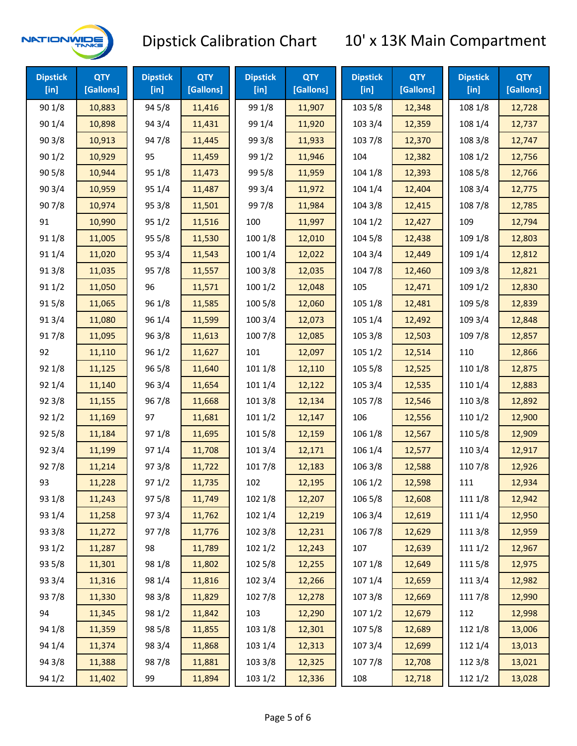# Dipstick Calibration Chart — 10' x 13K Main Compartment

| Dipstick [in] | QTY [Gallons] | Dipstick [in] | QTY [Gallons] | Dipstick [in] | QTY [Gallons] | Dipstick [in] | QTY [Gallons] | Dipstick [in] | QTY [Gallons] |
|---|---|---|---|---|---|---|---|---|---|
| 90 1/8 | 10,883 | 94 5/8 | 11,416 | 99 1/8 | 11,907 | 103 5/8 | 12,348 | 108 1/8 | 12,728 |
| 90 1/4 | 10,898 | 94 3/4 | 11,431 | 99 1/4 | 11,920 | 103 3/4 | 12,359 | 108 1/4 | 12,737 |
| 90 3/8 | 10,913 | 94 7/8 | 11,445 | 99 3/8 | 11,933 | 103 7/8 | 12,370 | 108 3/8 | 12,747 |
| 90 1/2 | 10,929 | 95 | 11,459 | 99 1/2 | 11,946 | 104 | 12,382 | 108 1/2 | 12,756 |
| 90 5/8 | 10,944 | 95 1/8 | 11,473 | 99 5/8 | 11,959 | 104 1/8 | 12,393 | 108 5/8 | 12,766 |
| 90 3/4 | 10,959 | 95 1/4 | 11,487 | 99 3/4 | 11,972 | 104 1/4 | 12,404 | 108 3/4 | 12,775 |
| 90 7/8 | 10,974 | 95 3/8 | 11,501 | 99 7/8 | 11,984 | 104 3/8 | 12,415 | 108 7/8 | 12,785 |
| 91 | 10,990 | 95 1/2 | 11,516 | 100 | 11,997 | 104 1/2 | 12,427 | 109 | 12,794 |
| 91 1/8 | 11,005 | 95 5/8 | 11,530 | 100 1/8 | 12,010 | 104 5/8 | 12,438 | 109 1/8 | 12,803 |
| 91 1/4 | 11,020 | 95 3/4 | 11,543 | 100 1/4 | 12,022 | 104 3/4 | 12,449 | 109 1/4 | 12,812 |
| 91 3/8 | 11,035 | 95 7/8 | 11,557 | 100 3/8 | 12,035 | 104 7/8 | 12,460 | 109 3/8 | 12,821 |
| 91 1/2 | 11,050 | 96 | 11,571 | 100 1/2 | 12,048 | 105 | 12,471 | 109 1/2 | 12,830 |
| 91 5/8 | 11,065 | 96 1/8 | 11,585 | 100 5/8 | 12,060 | 105 1/8 | 12,481 | 109 5/8 | 12,839 |
| 91 3/4 | 11,080 | 96 1/4 | 11,599 | 100 3/4 | 12,073 | 105 1/4 | 12,492 | 109 3/4 | 12,848 |
| 91 7/8 | 11,095 | 96 3/8 | 11,613 | 100 7/8 | 12,085 | 105 3/8 | 12,503 | 109 7/8 | 12,857 |
| 92 | 11,110 | 96 1/2 | 11,627 | 101 | 12,097 | 105 1/2 | 12,514 | 110 | 12,866 |
| 92 1/8 | 11,125 | 96 5/8 | 11,640 | 101 1/8 | 12,110 | 105 5/8 | 12,525 | 110 1/8 | 12,875 |
| 92 1/4 | 11,140 | 96 3/4 | 11,654 | 101 1/4 | 12,122 | 105 3/4 | 12,535 | 110 1/4 | 12,883 |
| 92 3/8 | 11,155 | 96 7/8 | 11,668 | 101 3/8 | 12,134 | 105 7/8 | 12,546 | 110 3/8 | 12,892 |
| 92 1/2 | 11,169 | 97 | 11,681 | 101 1/2 | 12,147 | 106 | 12,556 | 110 1/2 | 12,900 |
| 92 5/8 | 11,184 | 97 1/8 | 11,695 | 101 5/8 | 12,159 | 106 1/8 | 12,567 | 110 5/8 | 12,909 |
| 92 3/4 | 11,199 | 97 1/4 | 11,708 | 101 3/4 | 12,171 | 106 1/4 | 12,577 | 110 3/4 | 12,917 |
| 92 7/8 | 11,214 | 97 3/8 | 11,722 | 101 7/8 | 12,183 | 106 3/8 | 12,588 | 110 7/8 | 12,926 |
| 93 | 11,228 | 97 1/2 | 11,735 | 102 | 12,195 | 106 1/2 | 12,598 | 111 | 12,934 |
| 93 1/8 | 11,243 | 97 5/8 | 11,749 | 102 1/8 | 12,207 | 106 5/8 | 12,608 | 111 1/8 | 12,942 |
| 93 1/4 | 11,258 | 97 3/4 | 11,762 | 102 1/4 | 12,219 | 106 3/4 | 12,619 | 111 1/4 | 12,950 |
| 93 3/8 | 11,272 | 97 7/8 | 11,776 | 102 3/8 | 12,231 | 106 7/8 | 12,629 | 111 3/8 | 12,959 |
| 93 1/2 | 11,287 | 98 | 11,789 | 102 1/2 | 12,243 | 107 | 12,639 | 111 1/2 | 12,967 |
| 93 5/8 | 11,301 | 98 1/8 | 11,802 | 102 5/8 | 12,255 | 107 1/8 | 12,649 | 111 5/8 | 12,975 |
| 93 3/4 | 11,316 | 98 1/4 | 11,816 | 102 3/4 | 12,266 | 107 1/4 | 12,659 | 111 3/4 | 12,982 |
| 93 7/8 | 11,330 | 98 3/8 | 11,829 | 102 7/8 | 12,278 | 107 3/8 | 12,669 | 111 7/8 | 12,990 |
| 94 | 11,345 | 98 1/2 | 11,842 | 103 | 12,290 | 107 1/2 | 12,679 | 112 | 12,998 |
| 94 1/8 | 11,359 | 98 5/8 | 11,855 | 103 1/8 | 12,301 | 107 5/8 | 12,689 | 112 1/8 | 13,006 |
| 94 1/4 | 11,374 | 98 3/4 | 11,868 | 103 1/4 | 12,313 | 107 3/4 | 12,699 | 112 1/4 | 13,013 |
| 94 3/8 | 11,388 | 98 7/8 | 11,881 | 103 3/8 | 12,325 | 107 7/8 | 12,708 | 112 3/8 | 13,021 |
| 94 1/2 | 11,402 | 99 | 11,894 | 103 1/2 | 12,336 | 108 | 12,718 | 112 1/2 | 13,028 |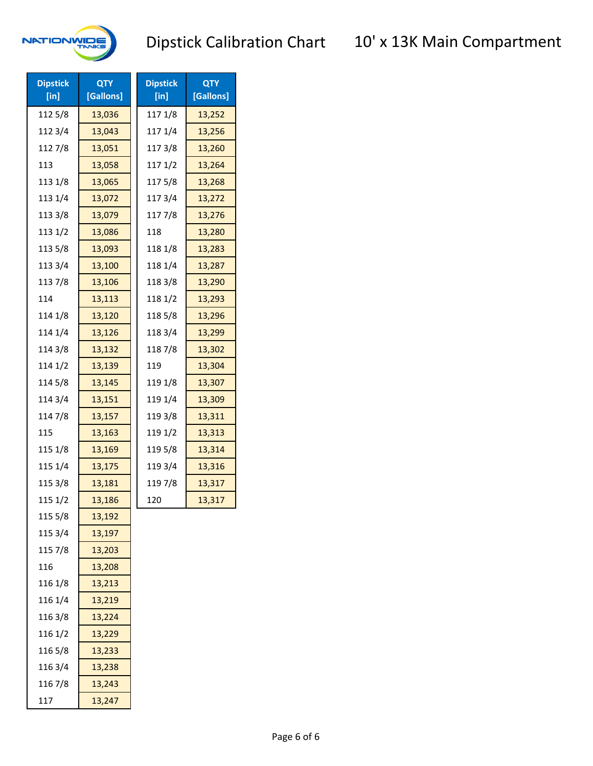# Dipstick Calibration Chart 10' x 13K Main Compartment

| Dipstick [in] | QTY [Gallons] |
|---|---|
| 112 5/8 | 13,036 |
| 112 3/4 | 13,043 |
| 112 7/8 | 13,051 |
| 113 | 13,058 |
| 113 1/8 | 13,065 |
| 113 1/4 | 13,072 |
| 113 3/8 | 13,079 |
| 113 1/2 | 13,086 |
| 113 5/8 | 13,093 |
| 113 3/4 | 13,100 |
| 113 7/8 | 13,106 |
| 114 | 13,113 |
| 114 1/8 | 13,120 |
| 114 1/4 | 13,126 |
| 114 3/8 | 13,132 |
| 114 1/2 | 13,139 |
| 114 5/8 | 13,145 |
| 114 3/4 | 13,151 |
| 114 7/8 | 13,157 |
| 115 | 13,163 |
| 115 1/8 | 13,169 |
| 115 1/4 | 13,175 |
| 115 3/8 | 13,181 |
| 115 1/2 | 13,186 |
| 115 5/8 | 13,192 |
| 115 3/4 | 13,197 |
| 115 7/8 | 13,203 |
| 116 | 13,208 |
| 116 1/8 | 13,213 |
| 116 1/4 | 13,219 |
| 116 3/8 | 13,224 |
| 116 1/2 | 13,229 |
| 116 5/8 | 13,233 |
| 116 3/4 | 13,238 |
| 116 7/8 | 13,243 |
| 117 | 13,247 |
| 117 1/8 | 13,252 |
| 117 1/4 | 13,256 |
| 117 3/8 | 13,260 |
| 117 1/2 | 13,264 |
| 117 5/8 | 13,268 |
| 117 3/4 | 13,272 |
| 117 7/8 | 13,276 |
| 118 | 13,280 |
| 118 1/8 | 13,283 |
| 118 1/4 | 13,287 |
| 118 3/8 | 13,290 |
| 118 1/2 | 13,293 |
| 118 5/8 | 13,296 |
| 118 3/4 | 13,299 |
| 118 7/8 | 13,302 |
| 119 | 13,304 |
| 119 1/8 | 13,307 |
| 119 1/4 | 13,309 |
| 119 3/8 | 13,311 |
| 119 1/2 | 13,313 |
| 119 5/8 | 13,314 |
| 119 3/4 | 13,316 |
| 119 7/8 | 13,317 |
| 120 | 13,317 |